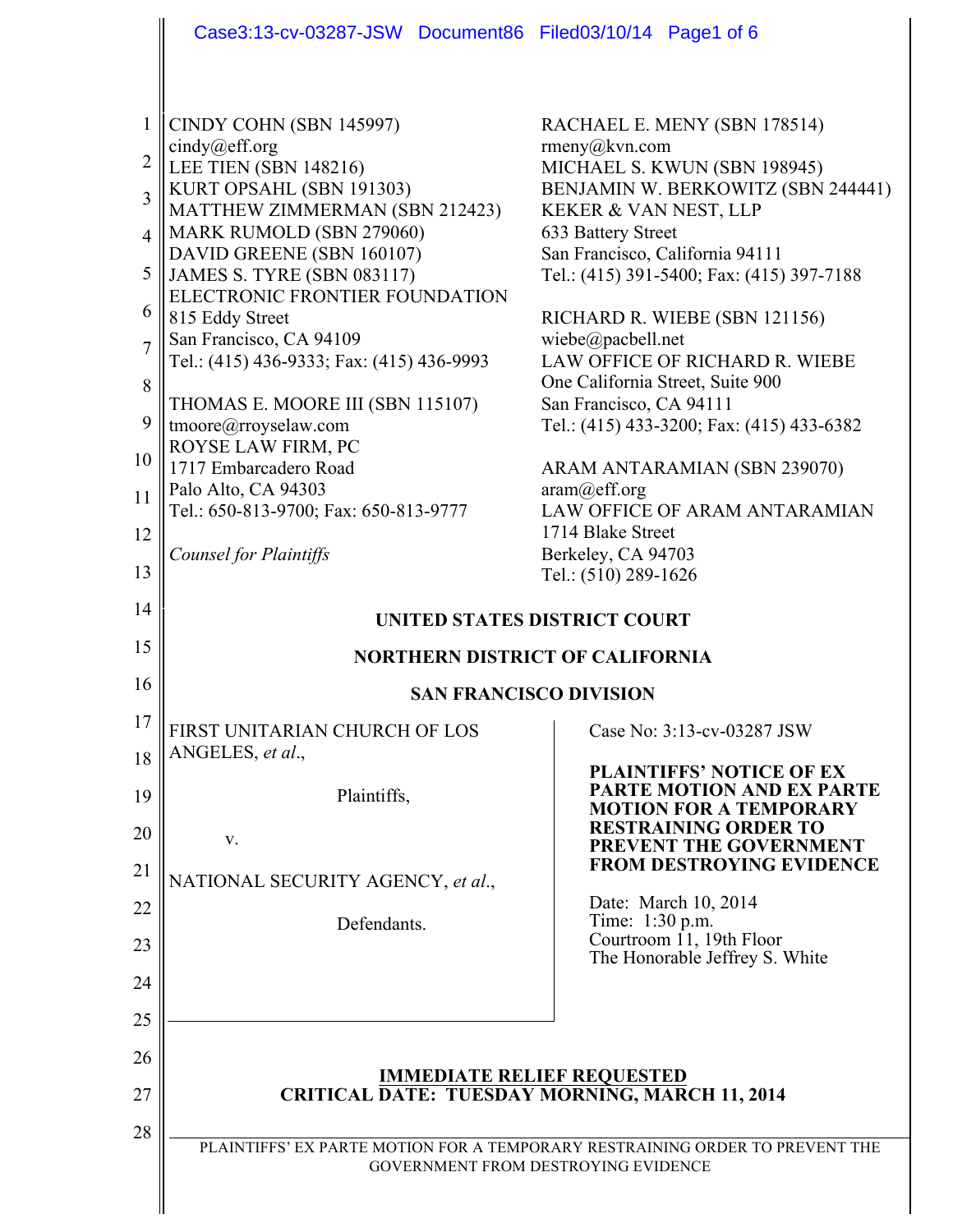CINDY COHN (SBN 145997)
cindy@eff.org
LEE TIEN (SBN 148216)
KURT OPSAHL (SBN 191303)
MATTHEW ZIMMERMAN (SBN 212423)
MARK RUMOLD (SBN 279060)
DAVID GREENE (SBN 160107)
JAMES S. TYRE (SBN 083117)
ELECTRONIC FRONTIER FOUNDATION
815 Eddy Street
San Francisco, CA 94109
Tel.: (415) 436-9333; Fax: (415) 436-9993

THOMAS E. MOORE III (SBN 115107)
tmoore@rroyselaw.com
ROYSE LAW FIRM, PC
1717 Embarcadero Road
Palo Alto, CA 94303
Tel.: 650-813-9700; Fax: 650-813-9777

*Counsel for Plaintiffs*

RACHAEL E. MENY (SBN 178514)
rmeny@kvn.com
MICHAEL S. KWUN (SBN 198945)
BENJAMIN W. BERKOWITZ (SBN 244441)
KEKER & VAN NEST, LLP
633 Battery Street
San Francisco, California 94111
Tel.: (415) 391-5400; Fax: (415) 397-7188

RICHARD R. WIEBE (SBN 121156)
wiebe@pacbell.net
LAW OFFICE OF RICHARD R. WIEBE
One California Street, Suite 900
San Francisco, CA 94111
Tel.: (415) 433-3200; Fax: (415) 433-6382

ARAM ANTARAMIAN (SBN 239070)
aram@eff.org
LAW OFFICE OF ARAM ANTARAMIAN
1714 Blake Street
Berkeley, CA 94703
Tel.: (510) 289-1626

**UNITED STATES DISTRICT COURT**

**NORTHERN DISTRICT OF CALIFORNIA**

**SAN FRANCISCO DIVISION**

FIRST UNITARIAN CHURCH OF LOS ANGELES, *et al*.,

Plaintiffs,

v.

NATIONAL SECURITY AGENCY, *et al*.,

Defendants.

Case No: 3:13-cv-03287 JSW

**PLAINTIFFS' NOTICE OF EX PARTE MOTION AND EX PARTE MOTION FOR A TEMPORARY RESTRAINING ORDER TO PREVENT THE GOVERNMENT FROM DESTROYING EVIDENCE**

Date: March 10, 2014
Time: 1:30 p.m.
Courtroom 11, 19th Floor
The Honorable Jeffrey S. White

**IMMEDIATE RELIEF REQUESTED**
**CRITICAL DATE: TUESDAY MORNING, MARCH 11, 2014**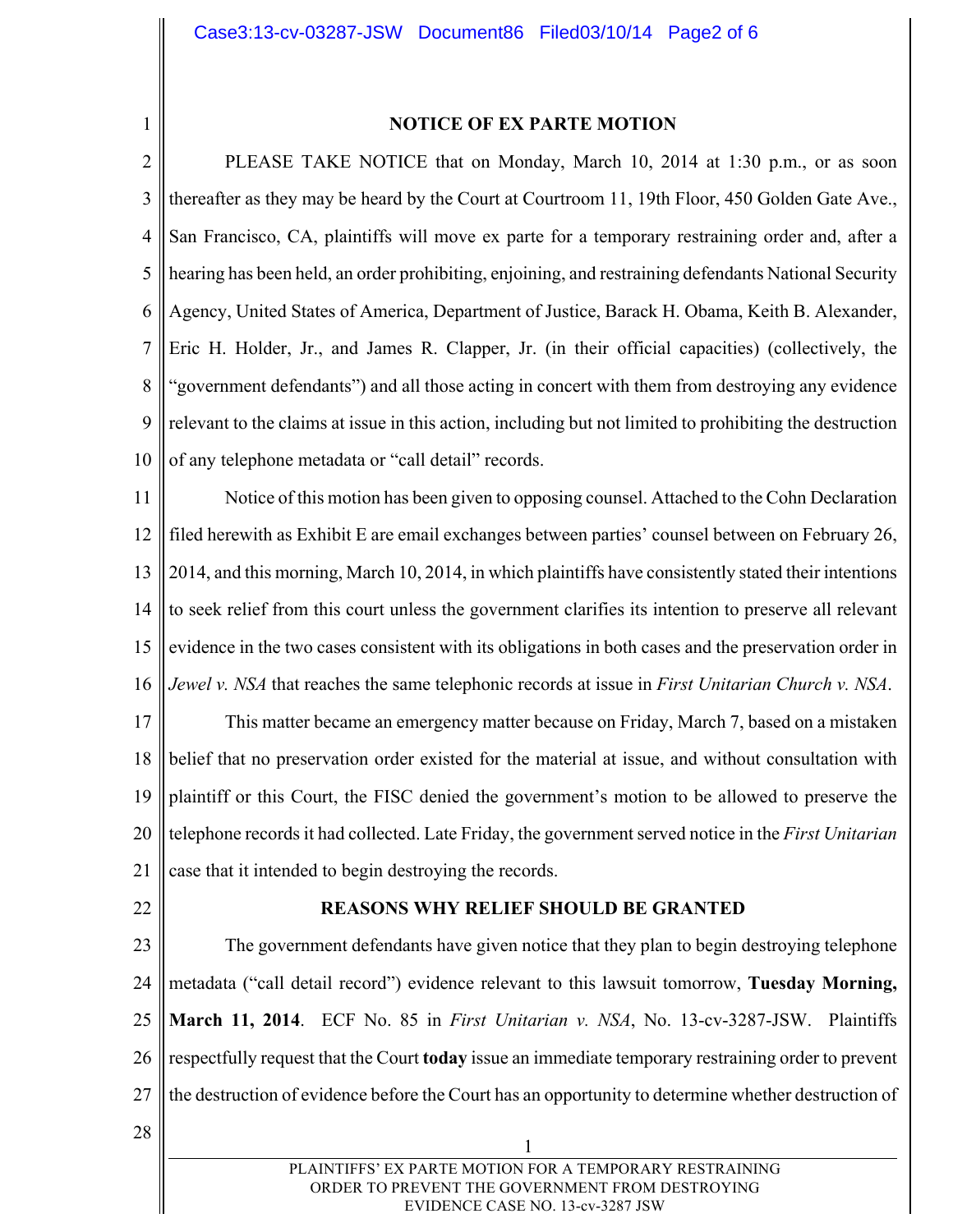## NOTICE OF EX PARTE MOTION

PLEASE TAKE NOTICE that on Monday, March 10, 2014 at 1:30 p.m., or as soon thereafter as they may be heard by the Court at Courtroom 11, 19th Floor, 450 Golden Gate Ave., San Francisco, CA, plaintiffs will move ex parte for a temporary restraining order and, after a hearing has been held, an order prohibiting, enjoining, and restraining defendants National Security Agency, United States of America, Department of Justice, Barack H. Obama, Keith B. Alexander, Eric H. Holder, Jr., and James R. Clapper, Jr. (in their official capacities) (collectively, the "government defendants") and all those acting in concert with them from destroying any evidence relevant to the claims at issue in this action, including but not limited to prohibiting the destruction of any telephone metadata or "call detail" records.

Notice of this motion has been given to opposing counsel. Attached to the Cohn Declaration filed herewith as Exhibit E are email exchanges between parties' counsel between on February 26, 2014, and this morning, March 10, 2014, in which plaintiffs have consistently stated their intentions to seek relief from this court unless the government clarifies its intention to preserve all relevant evidence in the two cases consistent with its obligations in both cases and the preservation order in *Jewel v. NSA* that reaches the same telephonic records at issue in *First Unitarian Church v. NSA*.

This matter became an emergency matter because on Friday, March 7, based on a mistaken belief that no preservation order existed for the material at issue, and without consultation with plaintiff or this Court, the FISC denied the government's motion to be allowed to preserve the telephone records it had collected. Late Friday, the government served notice in the *First Unitarian* case that it intended to begin destroying the records.

## REASONS WHY RELIEF SHOULD BE GRANTED

The government defendants have given notice that they plan to begin destroying telephone metadata ("call detail record") evidence relevant to this lawsuit tomorrow, **Tuesday Morning, March 11, 2014**. ECF No. 85 in *First Unitarian v. NSA*, No. 13-cv-3287-JSW. Plaintiffs respectfully request that the Court **today** issue an immediate temporary restraining order to prevent the destruction of evidence before the Court has an opportunity to determine whether destruction of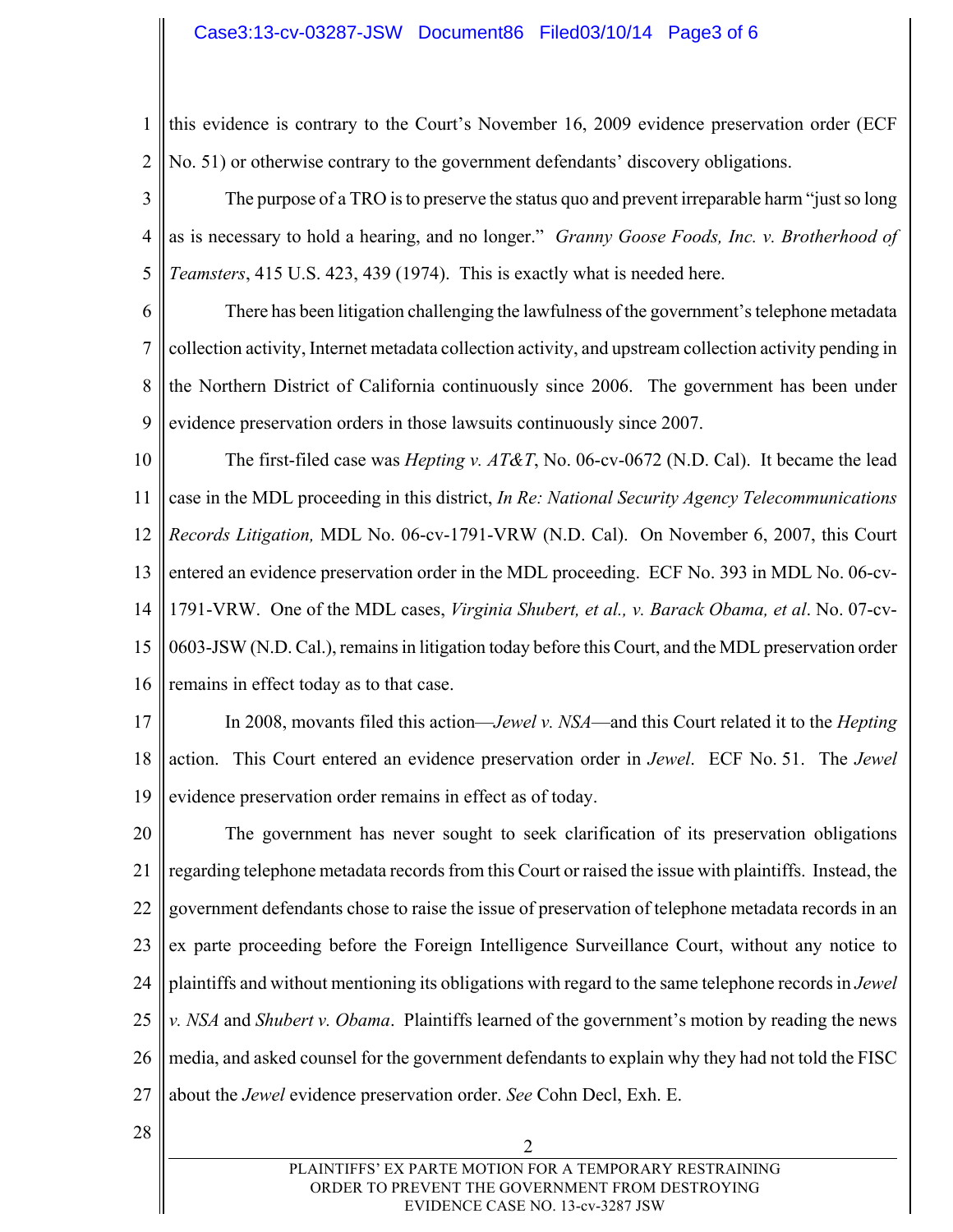this evidence is contrary to the Court's November 16, 2009 evidence preservation order (ECF No. 51) or otherwise contrary to the government defendants' discovery obligations.

The purpose of a TRO is to preserve the status quo and prevent irreparable harm "just so long as is necessary to hold a hearing, and no longer." *Granny Goose Foods, Inc. v. Brotherhood of Teamsters*, 415 U.S. 423, 439 (1974). This is exactly what is needed here.

There has been litigation challenging the lawfulness of the government's telephone metadata collection activity, Internet metadata collection activity, and upstream collection activity pending in the Northern District of California continuously since 2006. The government has been under evidence preservation orders in those lawsuits continuously since 2007.

The first-filed case was *Hepting v. AT&T*, No. 06-cv-0672 (N.D. Cal). It became the lead case in the MDL proceeding in this district, *In Re: National Security Agency Telecommunications Records Litigation,* MDL No. 06-cv-1791-VRW (N.D. Cal). On November 6, 2007, this Court entered an evidence preservation order in the MDL proceeding. ECF No. 393 in MDL No. 06-cv-1791-VRW. One of the MDL cases, *Virginia Shubert, et al., v. Barack Obama, et al*. No. 07-cv-0603-JSW (N.D. Cal.), remains in litigation today before this Court, and the MDL preservation order remains in effect today as to that case.

In 2008, movants filed this action—*Jewel v. NSA*—and this Court related it to the *Hepting* action. This Court entered an evidence preservation order in *Jewel*. ECF No. 51. The *Jewel* evidence preservation order remains in effect as of today.

The government has never sought to seek clarification of its preservation obligations regarding telephone metadata records from this Court or raised the issue with plaintiffs. Instead, the government defendants chose to raise the issue of preservation of telephone metadata records in an ex parte proceeding before the Foreign Intelligence Surveillance Court, without any notice to plaintiffs and without mentioning its obligations with regard to the same telephone records in *Jewel v. NSA* and *Shubert v. Obama*. Plaintiffs learned of the government's motion by reading the news media, and asked counsel for the government defendants to explain why they had not told the FISC about the *Jewel* evidence preservation order. *See* Cohn Decl, Exh. E.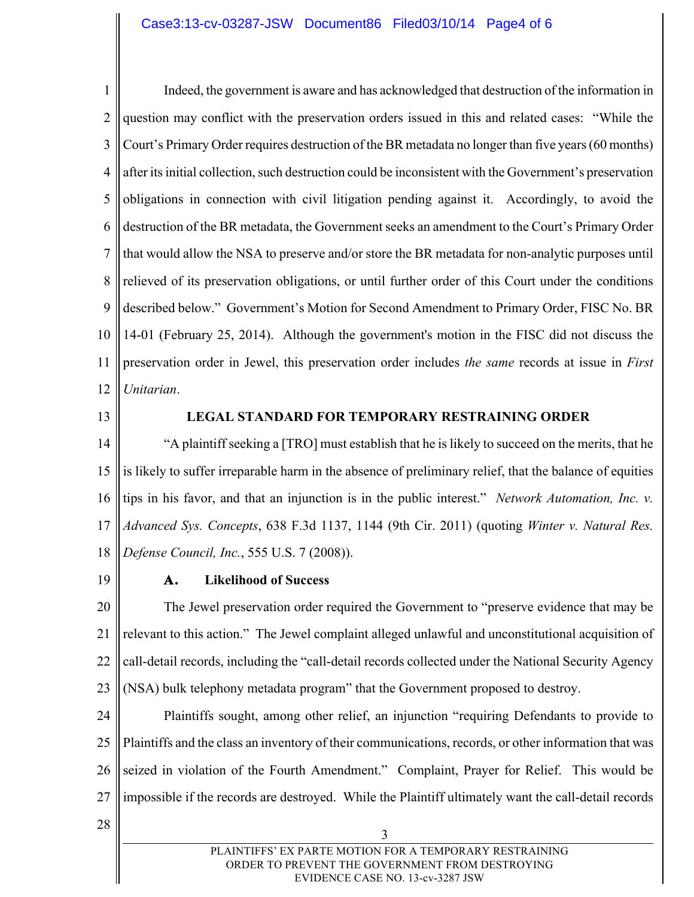Indeed, the government is aware and has acknowledged that destruction of the information in question may conflict with the preservation orders issued in this and related cases: "While the Court's Primary Order requires destruction of the BR metadata no longer than five years (60 months) after its initial collection, such destruction could be inconsistent with the Government's preservation obligations in connection with civil litigation pending against it. Accordingly, to avoid the destruction of the BR metadata, the Government seeks an amendment to the Court's Primary Order that would allow the NSA to preserve and/or store the BR metadata for non-analytic purposes until relieved of its preservation obligations, or until further order of this Court under the conditions described below." Government's Motion for Second Amendment to Primary Order, FISC No. BR 14-01 (February 25, 2014). Although the government's motion in the FISC did not discuss the preservation order in Jewel, this preservation order includes *the same* records at issue in *First Unitarian*.

## LEGAL STANDARD FOR TEMPORARY RESTRAINING ORDER

"A plaintiff seeking a [TRO] must establish that he is likely to succeed on the merits, that he is likely to suffer irreparable harm in the absence of preliminary relief, that the balance of equities tips in his favor, and that an injunction is in the public interest." *Network Automation, Inc. v. Advanced Sys. Concepts*, 638 F.3d 1137, 1144 (9th Cir. 2011) (quoting *Winter v. Natural Res. Defense Council, Inc.*, 555 U.S. 7 (2008)).

### A. Likelihood of Success

The Jewel preservation order required the Government to "preserve evidence that may be relevant to this action." The Jewel complaint alleged unlawful and unconstitutional acquisition of call-detail records, including the "call-detail records collected under the National Security Agency (NSA) bulk telephony metadata program" that the Government proposed to destroy.

Plaintiffs sought, among other relief, an injunction "requiring Defendants to provide to Plaintiffs and the class an inventory of their communications, records, or other information that was seized in violation of the Fourth Amendment." Complaint, Prayer for Relief. This would be impossible if the records are destroyed. While the Plaintiff ultimately want the call-detail records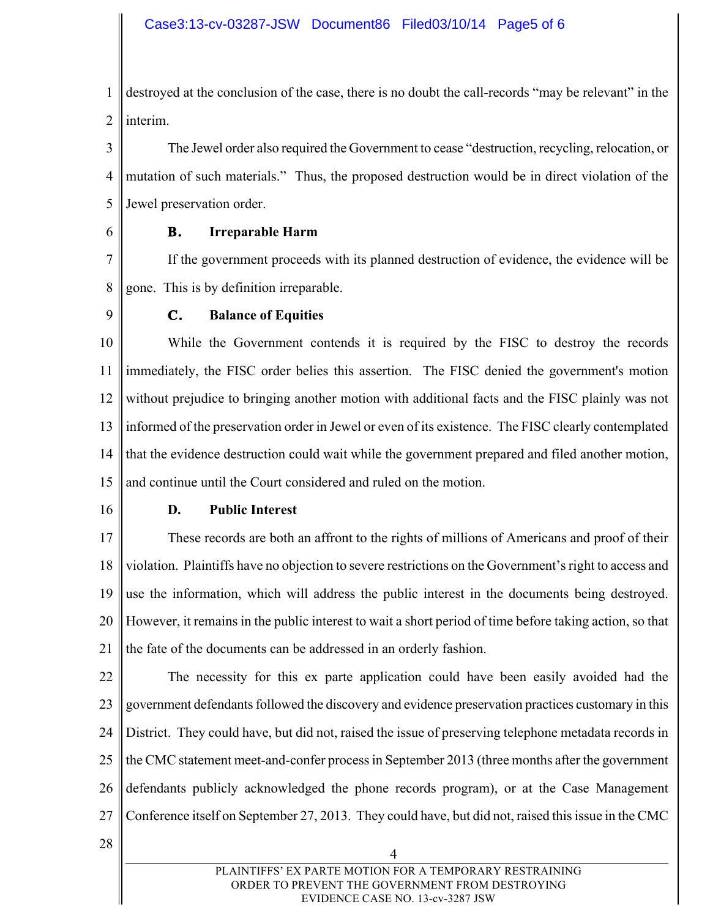destroyed at the conclusion of the case, there is no doubt the call-records "may be relevant" in the interim.

The Jewel order also required the Government to cease "destruction, recycling, relocation, or mutation of such materials." Thus, the proposed destruction would be in direct violation of the Jewel preservation order.

### B. Irreparable Harm

If the government proceeds with its planned destruction of evidence, the evidence will be gone. This is by definition irreparable.

### C. Balance of Equities

While the Government contends it is required by the FISC to destroy the records immediately, the FISC order belies this assertion. The FISC denied the government's motion without prejudice to bringing another motion with additional facts and the FISC plainly was not informed of the preservation order in Jewel or even of its existence. The FISC clearly contemplated that the evidence destruction could wait while the government prepared and filed another motion, and continue until the Court considered and ruled on the motion.

### D. Public Interest

These records are both an affront to the rights of millions of Americans and proof of their violation. Plaintiffs have no objection to severe restrictions on the Government's right to access and use the information, which will address the public interest in the documents being destroyed. However, it remains in the public interest to wait a short period of time before taking action, so that the fate of the documents can be addressed in an orderly fashion.

The necessity for this ex parte application could have been easily avoided had the government defendants followed the discovery and evidence preservation practices customary in this District. They could have, but did not, raised the issue of preserving telephone metadata records in the CMC statement meet-and-confer process in September 2013 (three months after the government defendants publicly acknowledged the phone records program), or at the Case Management Conference itself on September 27, 2013. They could have, but did not, raised this issue in the CMC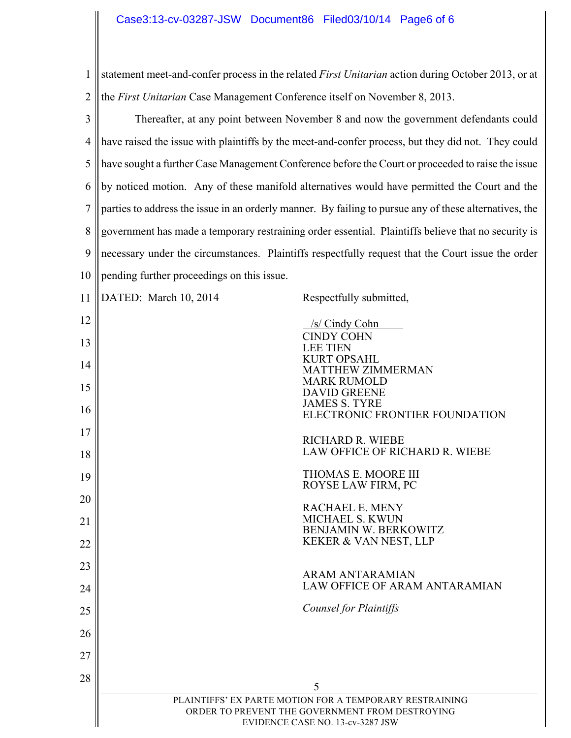statement meet-and-confer process in the related *First Unitarian* action during October 2013, or at the *First Unitarian* Case Management Conference itself on November 8, 2013.

Thereafter, at any point between November 8 and now the government defendants could have raised the issue with plaintiffs by the meet-and-confer process, but they did not. They could have sought a further Case Management Conference before the Court or proceeded to raise the issue by noticed motion. Any of these manifold alternatives would have permitted the Court and the parties to address the issue in an orderly manner. By failing to pursue any of these alternatives, the government has made a temporary restraining order essential. Plaintiffs believe that no security is necessary under the circumstances. Plaintiffs respectfully request that the Court issue the order pending further proceedings on this issue.

DATED: March 10, 2014

Respectfully submitted,

/s/ Cindy Cohn
CINDY COHN
LEE TIEN
KURT OPSAHL
MATTHEW ZIMMERMAN
MARK RUMOLD
DAVID GREENE
JAMES S. TYRE
ELECTRONIC FRONTIER FOUNDATION

RICHARD R. WIEBE
LAW OFFICE OF RICHARD R. WIEBE

THOMAS E. MOORE III
ROYSE LAW FIRM, PC

RACHAEL E. MENY
MICHAEL S. KWUN
BENJAMIN W. BERKOWITZ
KEKER & VAN NEST, LLP

ARAM ANTARAMIAN
LAW OFFICE OF ARAM ANTARAMIAN

*Counsel for Plaintiffs*